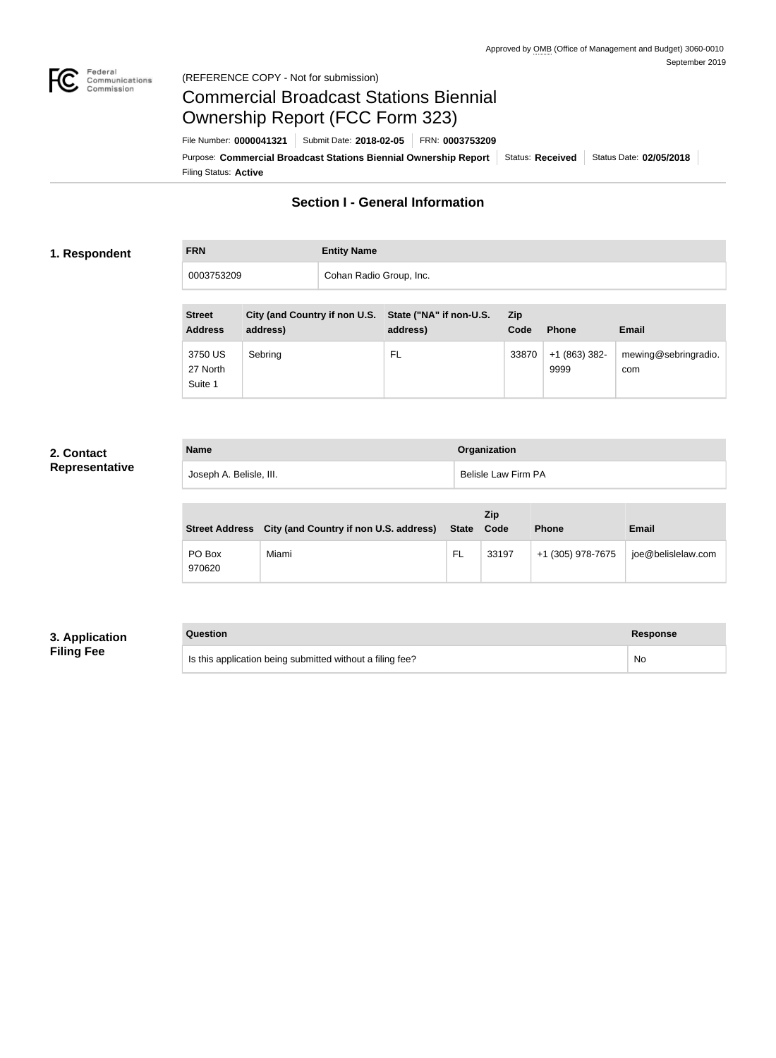Approved by OMB (Office of Management and Budget) 3060-0010
September 2019

(REFERENCE COPY - Not for submission)

# Commercial Broadcast Stations Biennial Ownership Report (FCC Form 323)

File Number: **0000041321** | Submit Date: **2018-02-05** | FRN: **0003753209**

Purpose: **Commercial Broadcast Stations Biennial Ownership Report** | Status: **Received** | Status Date: **02/05/2018**

Filing Status: **Active**

## Section I - General Information

### 1. Respondent

| FRN | Entity Name |
| --- | --- |
| 0003753209 | Cohan Radio Group, Inc. |

| Street Address | City (and Country if non U.S. address) | State ("NA" if non-U.S. address) | Zip Code | Phone | Email |
| --- | --- | --- | --- | --- | --- |
| 3750 US 27 North Suite 1 | Sebring | FL | 33870 | +1 (863) 382-9999 | mewing@sebringradio.com |

### 2. Contact Representative

| Name | Organization |
| --- | --- |
| Joseph A. Belisle, III. | Belisle Law Firm PA |

| Street Address | City (and Country if non U.S. address) | State | Zip Code | Phone | Email |
| --- | --- | --- | --- | --- | --- |
| PO Box 970620 | Miami | FL | 33197 | +1 (305) 978-7675 | joe@belislelaw.com |

### 3. Application Filing Fee

| Question | Response |
| --- | --- |
| Is this application being submitted without a filing fee? | No |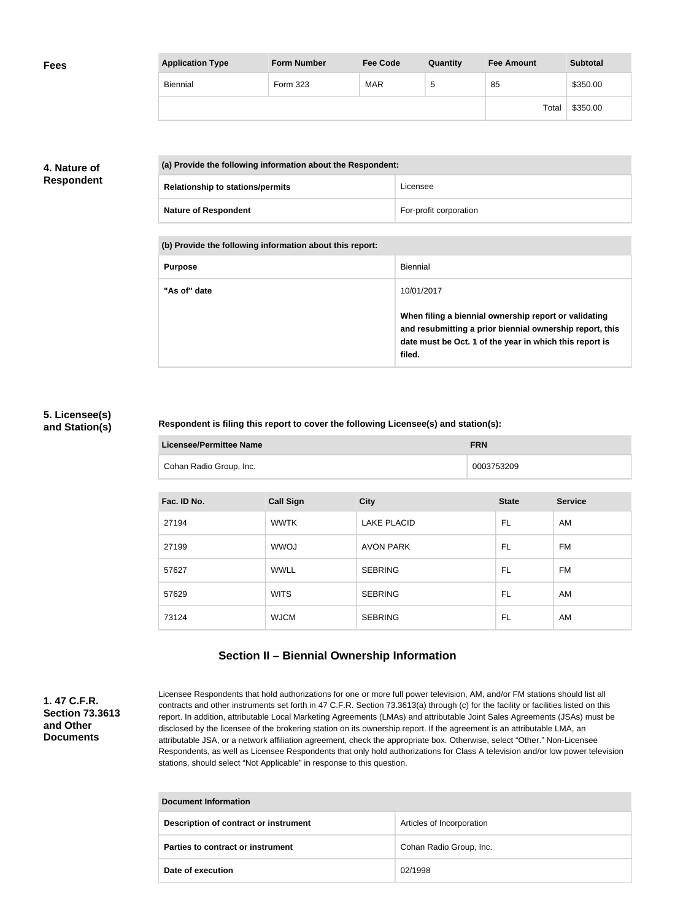## Fees

| Application Type | Form Number | Fee Code | Quantity | Fee Amount | Subtotal |
|---|---|---|---|---|---|
| Biennial | Form 323 | MAR | 5 | 85 | $350.00 |
| | | | | Total | $350.00 |

## 4. Nature of Respondent

| (a) Provide the following information about the Respondent: | |
|---|---|
| Relationship to stations/permits | Licensee |
| Nature of Respondent | For-profit corporation |

| (b) Provide the following information about this report: | |
|---|---|
| Purpose | Biennial |
| "As of" date | 10/01/2017<br><br>**When filing a biennial ownership report or validating and resubmitting a prior biennial ownership report, this date must be Oct. 1 of the year in which this report is filed.** |

## 5. Licensee(s) and Station(s)

**Respondent is filing this report to cover the following Licensee(s) and station(s):**

| Licensee/Permittee Name | FRN |
|---|---|
| Cohan Radio Group, Inc. | 0003753209 |

| Fac. ID No. | Call Sign | City | State | Service |
|---|---|---|---|---|
| 27194 | WWTK | LAKE PLACID | FL | AM |
| 27199 | WWOJ | AVON PARK | FL | FM |
| 57627 | WWLL | SEBRING | FL | FM |
| 57629 | WITS | SEBRING | FL | AM |
| 73124 | WJCM | SEBRING | FL | AM |

# Section II – Biennial Ownership Information

## 1. 47 C.F.R. Section 73.3613 and Other Documents

Licensee Respondents that hold authorizations for one or more full power television, AM, and/or FM stations should list all contracts and other instruments set forth in 47 C.F.R. Section 73.3613(a) through (c) for the facility or facilities listed on this report. In addition, attributable Local Marketing Agreements (LMAs) and attributable Joint Sales Agreements (JSAs) must be disclosed by the licensee of the brokering station on its ownership report. If the agreement is an attributable LMA, an attributable JSA, or a network affiliation agreement, check the appropriate box. Otherwise, select "Other." Non-Licensee Respondents, as well as Licensee Respondents that only hold authorizations for Class A television and/or low power television stations, should select "Not Applicable" in response to this question.

| Document Information | |
|---|---|
| Description of contract or instrument | Articles of Incorporation |
| Parties to contract or instrument | Cohan Radio Group, Inc. |
| Date of execution | 02/1998 |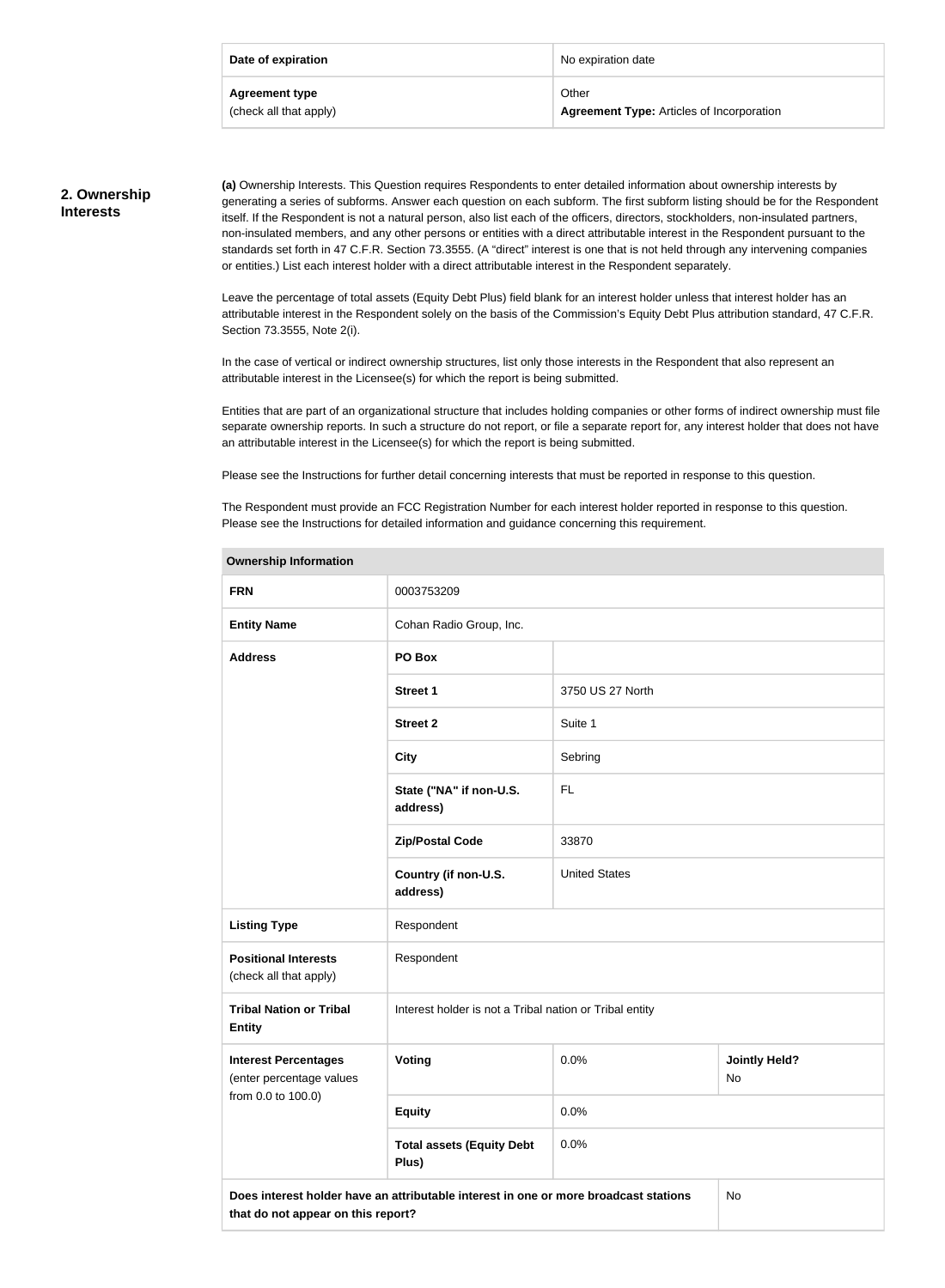| Date of expiration | No expiration date |
|---|---|
| **Agreement type** (check all that apply) | Other<br>**Agreement Type:** Articles of Incorporation |

## 2. Ownership Interests

**(a)** Ownership Interests. This Question requires Respondents to enter detailed information about ownership interests by generating a series of subforms. Answer each question on each subform. The first subform listing should be for the Respondent itself. If the Respondent is not a natural person, also list each of the officers, directors, stockholders, non-insulated partners, non-insulated members, and any other persons or entities with a direct attributable interest in the Respondent pursuant to the standards set forth in 47 C.F.R. Section 73.3555. (A "direct" interest is one that is not held through any intervening companies or entities.) List each interest holder with a direct attributable interest in the Respondent separately.

Leave the percentage of total assets (Equity Debt Plus) field blank for an interest holder unless that interest holder has an attributable interest in the Respondent solely on the basis of the Commission's Equity Debt Plus attribution standard, 47 C.F.R. Section 73.3555, Note 2(i).

In the case of vertical or indirect ownership structures, list only those interests in the Respondent that also represent an attributable interest in the Licensee(s) for which the report is being submitted.

Entities that are part of an organizational structure that includes holding companies or other forms of indirect ownership must file separate ownership reports. In such a structure do not report, or file a separate report for, any interest holder that does not have an attributable interest in the Licensee(s) for which the report is being submitted.

Please see the Instructions for further detail concerning interests that must be reported in response to this question.

The Respondent must provide an FCC Registration Number for each interest holder reported in response to this question. Please see the Instructions for detailed information and guidance concerning this requirement.

| **Ownership Information** | | | |
|---|---|---|---|
| **FRN** | 0003753209 | | |
| **Entity Name** | Cohan Radio Group, Inc. | | |
| **Address** | **PO Box** | | |
| | **Street 1** | 3750 US 27 North | |
| | **Street 2** | Suite 1 | |
| | **City** | Sebring | |
| | **State ("NA" if non-U.S. address)** | FL | |
| | **Zip/Postal Code** | 33870 | |
| | **Country (if non-U.S. address)** | United States | |
| **Listing Type** | Respondent | | |
| **Positional Interests** (check all that apply) | Respondent | | |
| **Tribal Nation or Tribal Entity** | Interest holder is not a Tribal nation or Tribal entity | | |
| **Interest Percentages** (enter percentage values from 0.0 to 100.0) | **Voting** | 0.0% | **Jointly Held?** No |
| | **Equity** | 0.0% | |
| | **Total assets (Equity Debt Plus)** | 0.0% | |
| **Does interest holder have an attributable interest in one or more broadcast stations that do not appear on this report?** | | | No |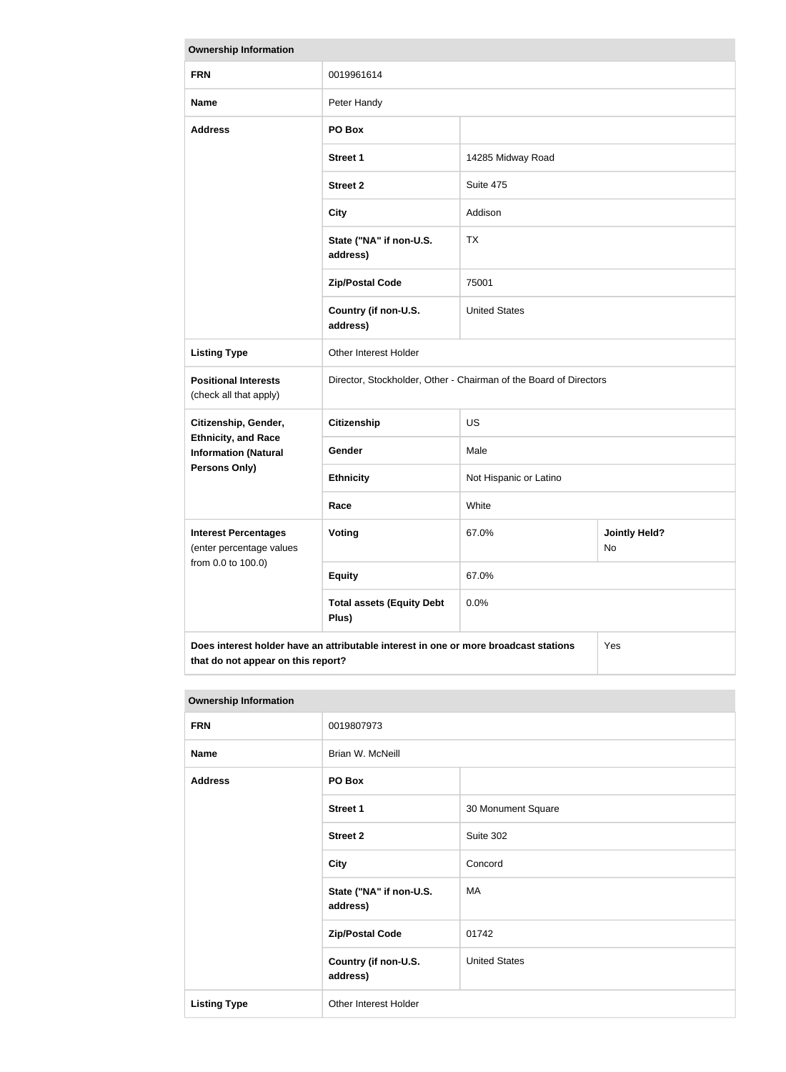| Ownership Information | | | |
|---|---|---|---|
| **FRN** | 0019961614 | | |
| **Name** | Peter Handy | | |
| **Address** | **PO Box** | | |
| | **Street 1** | 14285 Midway Road | |
| | **Street 2** | Suite 475 | |
| | **City** | Addison | |
| | **State ("NA" if non-U.S. address)** | TX | |
| | **Zip/Postal Code** | 75001 | |
| | **Country (if non-U.S. address)** | United States | |
| **Listing Type** | Other Interest Holder | | |
| **Positional Interests** (check all that apply) | Director, Stockholder, Other - Chairman of the Board of Directors | | |
| **Citizenship, Gender, Ethnicity, and Race Information (Natural Persons Only)** | **Citizenship** | US | |
| | **Gender** | Male | |
| | **Ethnicity** | Not Hispanic or Latino | |
| | **Race** | White | |
| **Interest Percentages** (enter percentage values from 0.0 to 100.0) | **Voting** | 67.0% | **Jointly Held?** No |
| | **Equity** | 67.0% | |
| | **Total assets (Equity Debt Plus)** | 0.0% | |
| **Does interest holder have an attributable interest in one or more broadcast stations that do not appear on this report?** | | | Yes |

| Ownership Information | | |
|---|---|---|
| **FRN** | 0019807973 | |
| **Name** | Brian W. McNeill | |
| **Address** | **PO Box** | |
| | **Street 1** | 30 Monument Square |
| | **Street 2** | Suite 302 |
| | **City** | Concord |
| | **State ("NA" if non-U.S. address)** | MA |
| | **Zip/Postal Code** | 01742 |
| | **Country (if non-U.S. address)** | United States |
| **Listing Type** | Other Interest Holder | |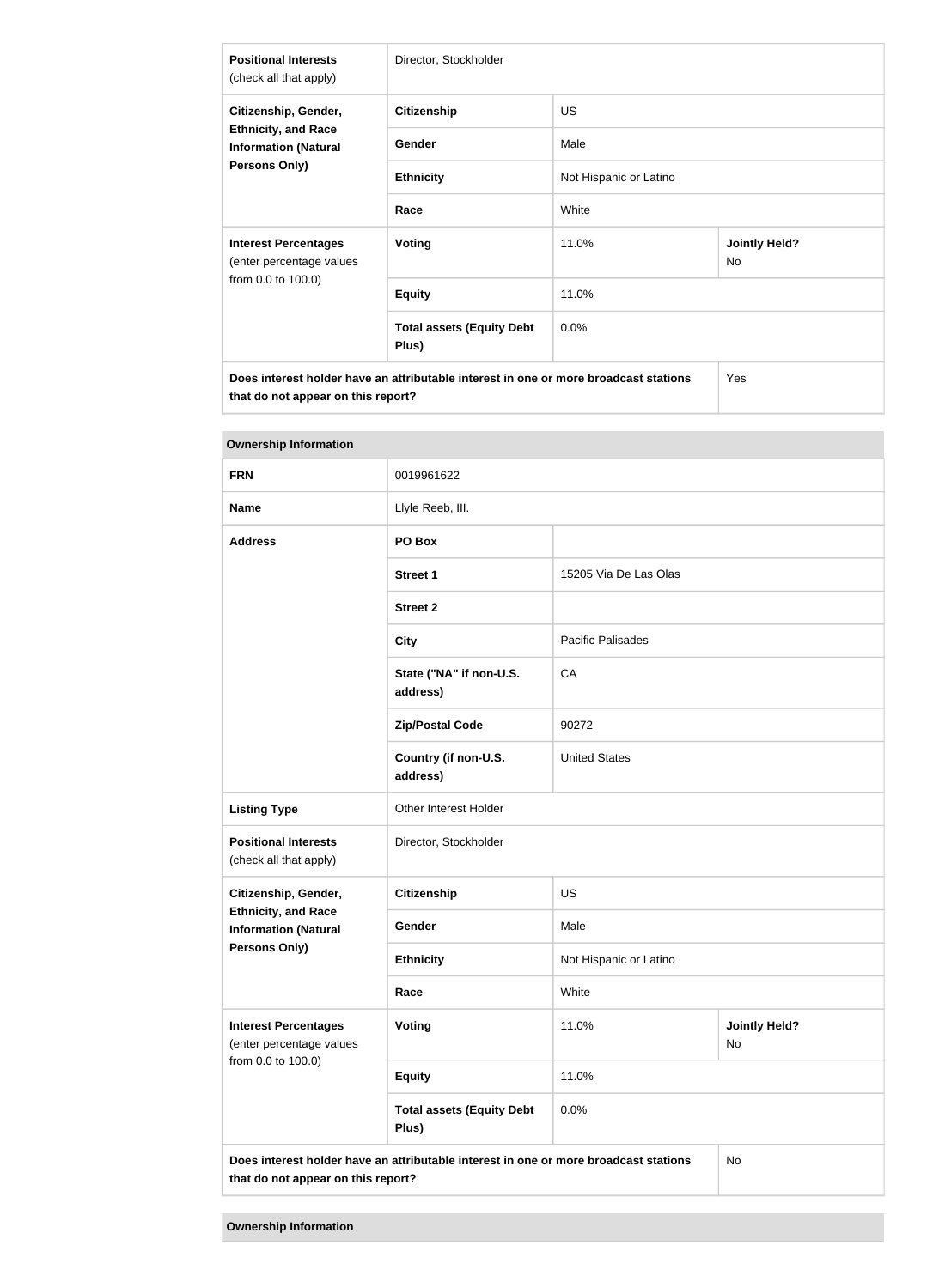| Positional Interests (check all that apply) | Director, Stockholder | |
|---|---|---|
| **Citizenship, Gender, Ethnicity, and Race Information (Natural Persons Only)** | **Citizenship** | US |
| | **Gender** | Male |
| | **Ethnicity** | Not Hispanic or Latino |
| | **Race** | White |
| **Interest Percentages** (enter percentage values from 0.0 to 100.0) | **Voting** | 11.0% | **Jointly Held?** No |
| | **Equity** | 11.0% |
| | **Total assets (Equity Debt Plus)** | 0.0% |
| **Does interest holder have an attributable interest in one or more broadcast stations that do not appear on this report?** | | Yes |

**Ownership Information**

| **FRN** | 0019961622 | |
|---|---|---|
| **Name** | Llyle Reeb, III. | |
| **Address** | **PO Box** | |
| | **Street 1** | 15205 Via De Las Olas |
| | **Street 2** | |
| | **City** | Pacific Palisades |
| | **State ("NA" if non-U.S. address)** | CA |
| | **Zip/Postal Code** | 90272 |
| | **Country (if non-U.S. address)** | United States |
| **Listing Type** | Other Interest Holder | |
| **Positional Interests** (check all that apply) | Director, Stockholder | |
| **Citizenship, Gender, Ethnicity, and Race Information (Natural Persons Only)** | **Citizenship** | US |
| | **Gender** | Male |
| | **Ethnicity** | Not Hispanic or Latino |
| | **Race** | White |
| **Interest Percentages** (enter percentage values from 0.0 to 100.0) | **Voting** | 11.0% | **Jointly Held?** No |
| | **Equity** | 11.0% |
| | **Total assets (Equity Debt Plus)** | 0.0% |
| **Does interest holder have an attributable interest in one or more broadcast stations that do not appear on this report?** | | No |

**Ownership Information**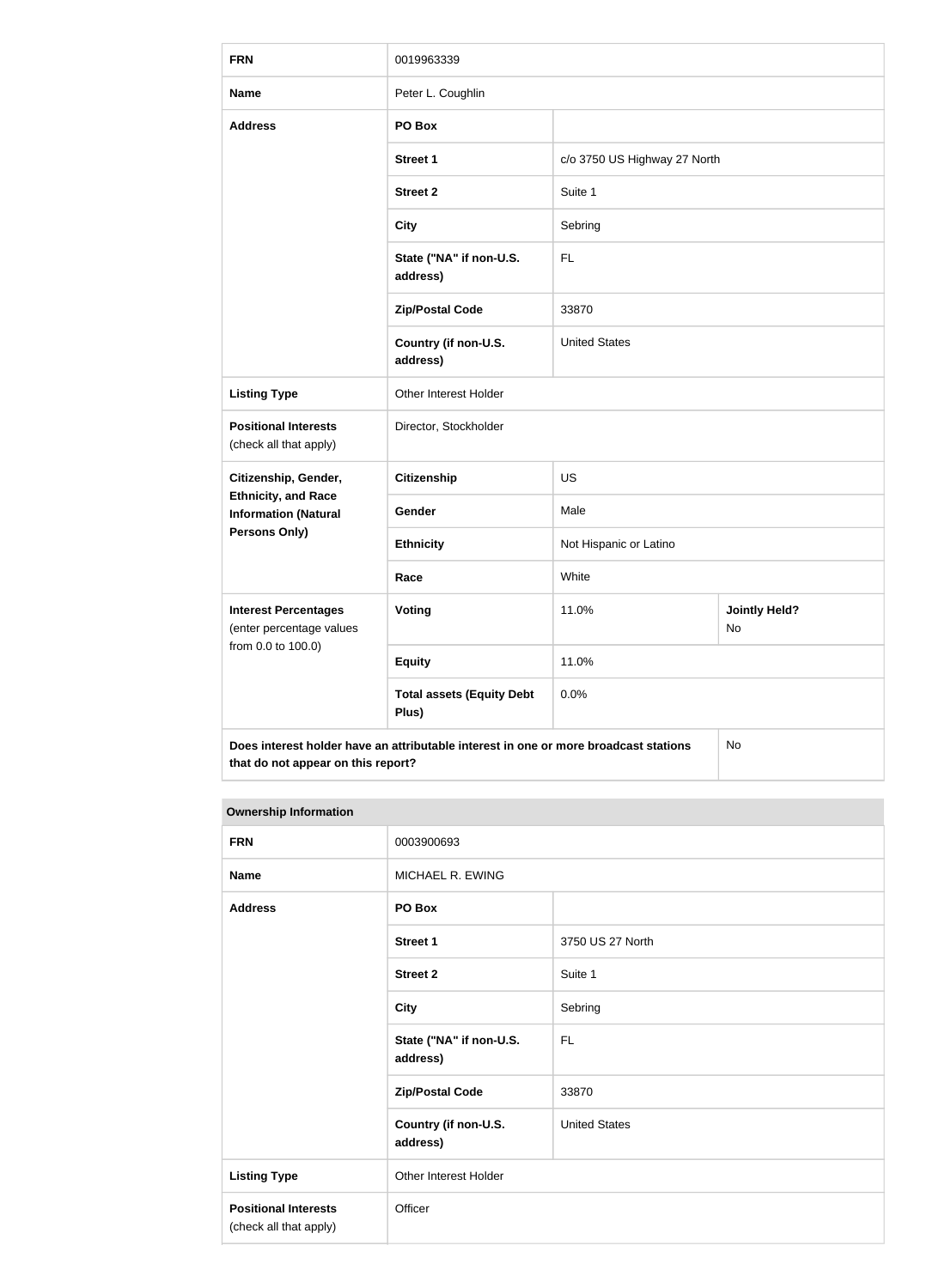| FRN | 0019963339 | | |
|---|---|---|---|
| Name | Peter L. Coughlin | | |
| Address | PO Box | | |
| | Street 1 | c/o 3750 US Highway 27 North | |
| | Street 2 | Suite 1 | |
| | City | Sebring | |
| | State ("NA" if non-U.S. address) | FL | |
| | Zip/Postal Code | 33870 | |
| | Country (if non-U.S. address) | United States | |
| Listing Type | Other Interest Holder | | |
| Positional Interests (check all that apply) | Director, Stockholder | | |
| Citizenship, Gender, Ethnicity, and Race Information (Natural Persons Only) | Citizenship | US | |
| | Gender | Male | |
| | Ethnicity | Not Hispanic or Latino | |
| | Race | White | |
| Interest Percentages (enter percentage values from 0.0 to 100.0) | Voting | 11.0% | Jointly Held? No |
| | Equity | 11.0% | |
| | Total assets (Equity Debt Plus) | 0.0% | |
| Does interest holder have an attributable interest in one or more broadcast stations that do not appear on this report? | | | No |

**Ownership Information**

| FRN | 0003900693 | |
|---|---|---|
| Name | MICHAEL R. EWING | |
| Address | PO Box | |
| | Street 1 | 3750 US 27 North |
| | Street 2 | Suite 1 |
| | City | Sebring |
| | State ("NA" if non-U.S. address) | FL |
| | Zip/Postal Code | 33870 |
| | Country (if non-U.S. address) | United States |
| Listing Type | Other Interest Holder | |
| Positional Interests (check all that apply) | Officer | |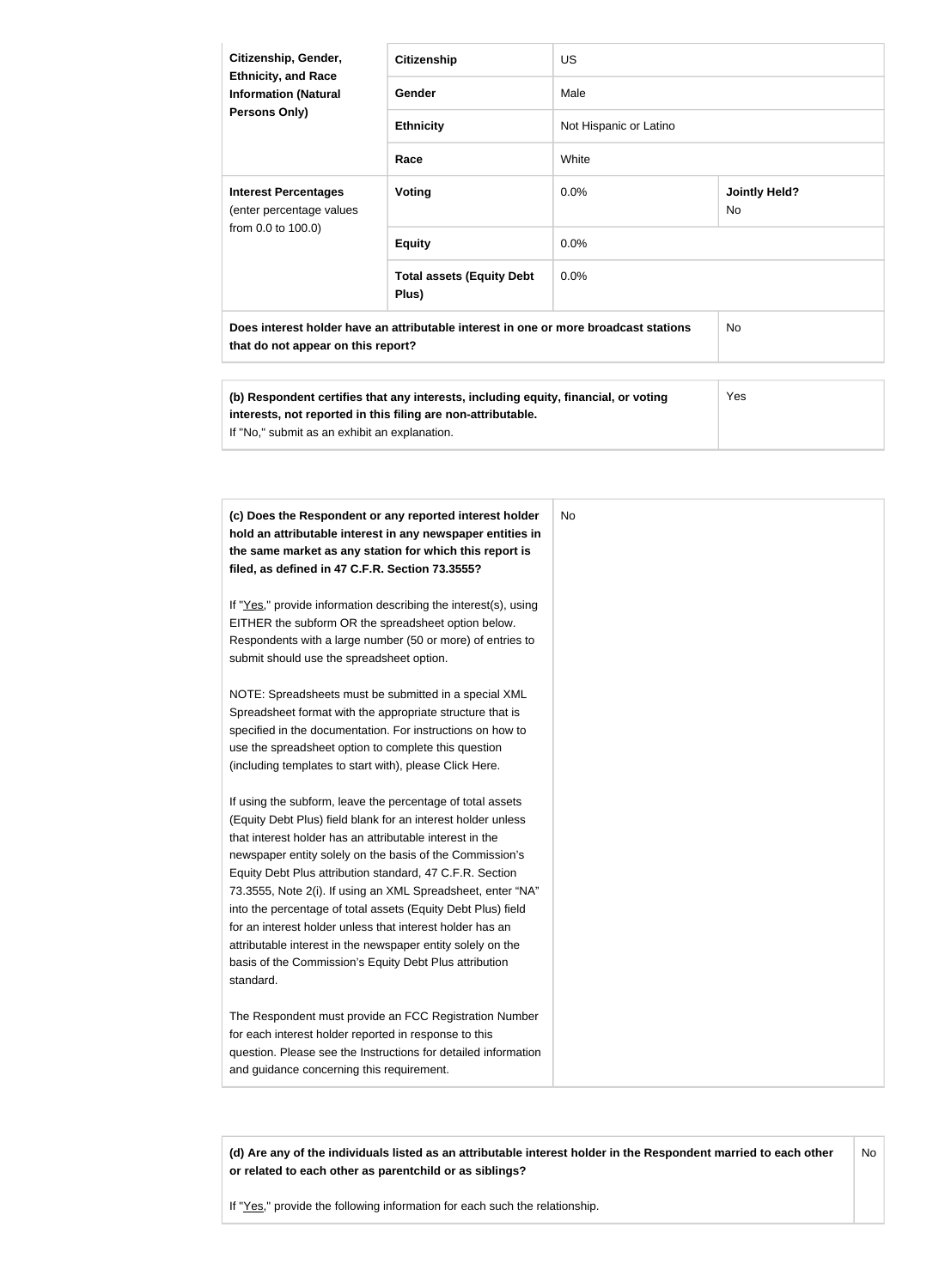| Citizenship, Gender, Ethnicity, and Race Information (Natural Persons Only) | Citizenship | US | |
|---|---|---|---|
| | Gender | Male | |
| | Ethnicity | Not Hispanic or Latino | |
| | Race | White | |
| **Interest Percentages** (enter percentage values from 0.0 to 100.0) | Voting | 0.0% | Jointly Held? No |
| | Equity | 0.0% | |
| | Total assets (Equity Debt Plus) | 0.0% | |
| **Does interest holder have an attributable interest in one or more broadcast stations that do not appear on this report?** | | | No |

| **(b) Respondent certifies that any interests, including equity, financial, or voting interests, not reported in this filing are non-attributable.** If "No," submit as an exhibit an explanation. | Yes |
|---|---|

| **(c) Does the Respondent or any reported interest holder hold an attributable interest in any newspaper entities in the same market as any station for which this report is filed, as defined in 47 C.F.R. Section 73.3555?**<br><br>If "Yes," provide information describing the interest(s), using EITHER the subform OR the spreadsheet option below. Respondents with a large number (50 or more) of entries to submit should use the spreadsheet option.<br><br>NOTE: Spreadsheets must be submitted in a special XML Spreadsheet format with the appropriate structure that is specified in the documentation. For instructions on how to use the spreadsheet option to complete this question (including templates to start with), please Click Here.<br><br>If using the subform, leave the percentage of total assets (Equity Debt Plus) field blank for an interest holder unless that interest holder has an attributable interest in the newspaper entity solely on the basis of the Commission's Equity Debt Plus attribution standard, 47 C.F.R. Section 73.3555, Note 2(i). If using an XML Spreadsheet, enter "NA" into the percentage of total assets (Equity Debt Plus) field for an interest holder unless that interest holder has an attributable interest in the newspaper entity solely on the basis of the Commission's Equity Debt Plus attribution standard.<br><br>The Respondent must provide an FCC Registration Number for each interest holder reported in response to this question. Please see the Instructions for detailed information and guidance concerning this requirement. | No |
|---|---|

| **(d) Are any of the individuals listed as an attributable interest holder in the Respondent married to each other or related to each other as parentchild or as siblings?**<br><br>If "Yes," provide the following information for each such the relationship. | No |
|---|---|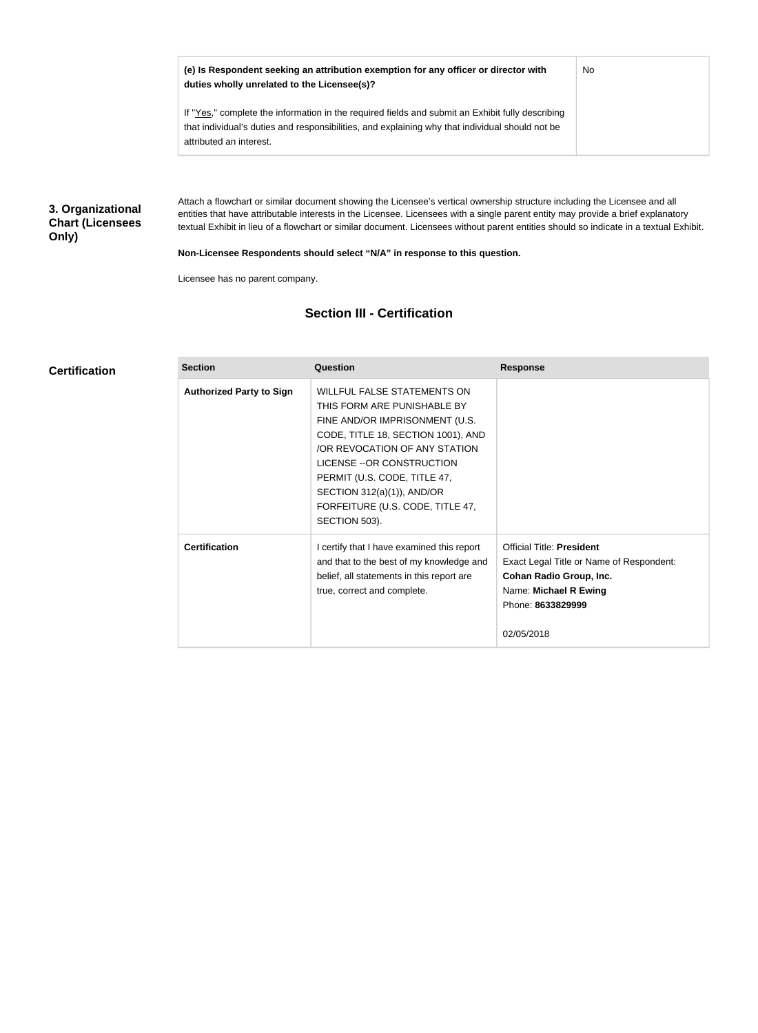| | |
|---|---|
| **(e) Is Respondent seeking an attribution exemption for any officer or director with duties wholly unrelated to the Licensee(s)?**<br><br>If "Yes," complete the information in the required fields and submit an Exhibit fully describing that individual's duties and responsibilities, and explaining why that individual should not be attributed an interest. | No |

### 3. Organizational Chart (Licensees Only)

Attach a flowchart or similar document showing the Licensee's vertical ownership structure including the Licensee and all entities that have attributable interests in the Licensee. Licensees with a single parent entity may provide a brief explanatory textual Exhibit in lieu of a flowchart or similar document. Licensees without parent entities should so indicate in a textual Exhibit.

**Non-Licensee Respondents should select "N/A" in response to this question.**

Licensee has no parent company.

## Section III - Certification

### Certification

| Section | Question | Response |
|---|---|---|
| **Authorized Party to Sign** | WILLFUL FALSE STATEMENTS ON THIS FORM ARE PUNISHABLE BY FINE AND/OR IMPRISONMENT (U.S. CODE, TITLE 18, SECTION 1001), AND /OR REVOCATION OF ANY STATION LICENSE --OR CONSTRUCTION PERMIT (U.S. CODE, TITLE 47, SECTION 312(a)(1)), AND/OR FORFEITURE (U.S. CODE, TITLE 47, SECTION 503). | |
| **Certification** | I certify that I have examined this report and that to the best of my knowledge and belief, all statements in this report are true, correct and complete. | Official Title: **President**<br>Exact Legal Title or Name of Respondent: **Cohan Radio Group, Inc.**<br>Name: **Michael R Ewing**<br>Phone: **8633829999**<br><br>02/05/2018 |